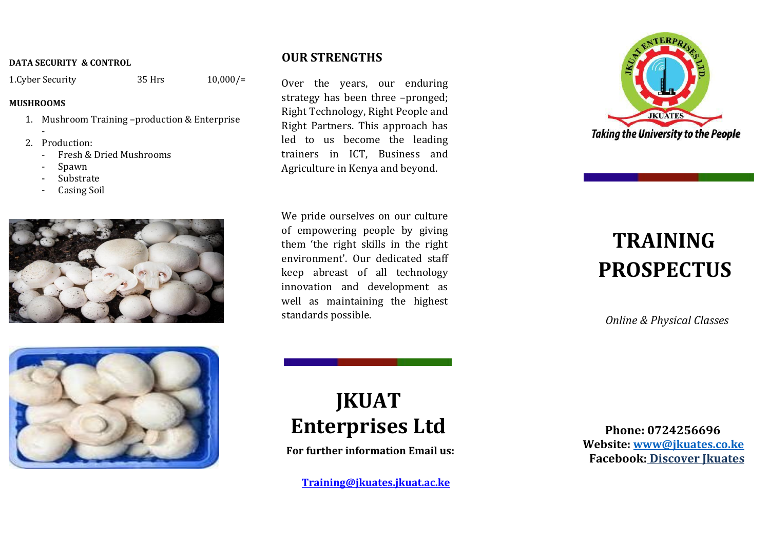**DATA SECURITY & CONTROL**

| 1.Cyber Security | 35 Hrs | 10,000/= |
|---|---|---|

**MUSHROOMS**

1. Mushroom Training –production & Enterprise
   -
2. Production:
   - Fresh & Dried Mushrooms
   - Spawn
   - Substrate
   - Casing Soil

## OUR STRENGTHS

Over the years, our enduring strategy has been three –pronged; Right Technology, Right People and Right Partners. This approach has led to us become the leading trainers in ICT, Business and Agriculture in Kenya and beyond.

We pride ourselves on our culture of empowering people by giving them 'the right skills in the right environment'. Our dedicated staff keep abreast of all technology innovation and development as well as maintaining the highest standards possible.

# JKUAT Enterprises Ltd

**For further information Email us:**

**Training@jkuates.jkuat.ac.ke**

JKUAT ENTERPRISES LTD.

JKUATES

*Taking the University to the People*

# TRAINING PROSPECTUS

*Online & Physical Classes*

**Phone: 0724256696**
**Website: www@jkuates.co.ke**
**Facebook: Discover Jkuates**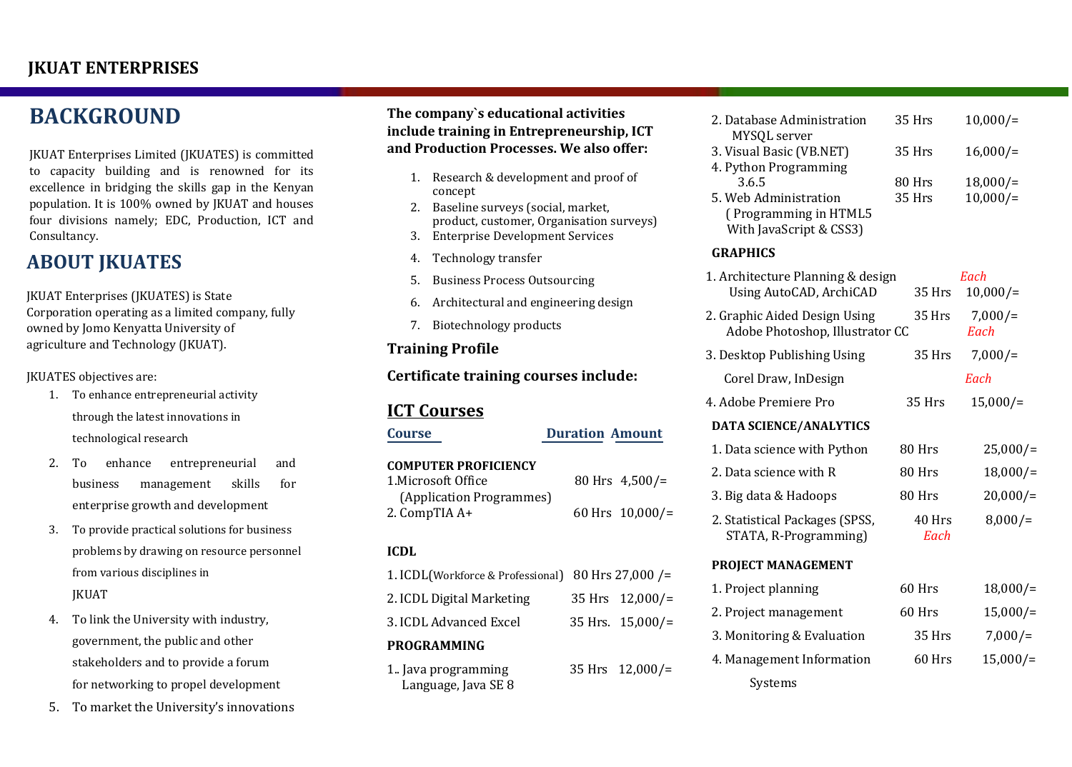**JKUAT ENTERPRISES**

## BACKGROUND

JKUAT Enterprises Limited (JKUATES) is committed to capacity building and is renowned for its excellence in bridging the skills gap in the Kenyan population. It is 100% owned by JKUAT and houses four divisions namely; EDC, Production, ICT and Consultancy.

## ABOUT JKUATES

JKUAT Enterprises (JKUATES) is State Corporation operating as a limited company, fully owned by Jomo Kenyatta University of agriculture and Technology (JKUAT).

JKUATES objectives are:

1. To enhance entrepreneurial activity through the latest innovations in technological research
2. To enhance entrepreneurial and business management skills for enterprise growth and development
3. To provide practical solutions for business problems by drawing on resource personnel from various disciplines in JKUAT
4. To link the University with industry, government, the public and other stakeholders and to provide a forum for networking to propel development
5. To market the University's innovations

**The company`s educational activities include training in Entrepreneurship, ICT and Production Processes. We also offer:**

1. Research & development and proof of concept
2. Baseline surveys (social, market, product, customer, Organisation surveys)
3. Enterprise Development Services
4. Technology transfer
5. Business Process Outsourcing
6. Architectural and engineering design
7. Biotechnology products

### Training Profile

### Certificate training courses include:

## ICT Courses

| Course | Duration | Amount |
|---|---|---|
| **COMPUTER PROFICIENCY** | | |
| 1.Microsoft Office (Application Programmes) | 80 Hrs | 4,500/= |
| 2. CompTIA A+ | 60 Hrs | 10,000/= |
| **ICDL** | | |
| 1. ICDL(Workforce & Professional) | 80 Hrs | 27,000 /= |
| 2. ICDL Digital Marketing | 35 Hrs | 12,000/= |
| 3. ICDL Advanced Excel | 35 Hrs. | 15,000/= |
| **PROGRAMMING** | | |
| 1.. Java programming Language, Java SE 8 | 35 Hrs | 12,000/= |
| 2. Database Administration MYSQL server | 35 Hrs | 10,000/= |
| 3. Visual Basic (VB.NET) | 35 Hrs | 16,000/= |
| 4. Python Programming 3.6.5 | 80 Hrs | 18,000/= |
| 5. Web Administration ( Programming in HTML5 With JavaScript & CSS3) | 35 Hrs | 10,000/= |
| **GRAPHICS** | | |
| 1. Architecture Planning & design Using AutoCAD, ArchiCAD | 35 Hrs | *Each* 10,000/= |
| 2. Graphic Aided Design Using Adobe Photoshop, Illustrator CC | 35 Hrs | 7,000/= *Each* |
| 3. Desktop Publishing Using Corel Draw, InDesign | 35 Hrs | 7,000/= *Each* |
| 4. Adobe Premiere Pro | 35 Hrs | 15,000/= |
| **DATA SCIENCE/ANALYTICS** | | |
| 1. Data science with Python | 80 Hrs | 25,000/= |
| 2. Data science with R | 80 Hrs | 18,000/= |
| 3. Big data & Hadoops | 80 Hrs | 20,000/= |
| 2. Statistical Packages (SPSS, STATA, R-Programming) | 40 Hrs *Each* | 8,000/= |
| **PROJECT MANAGEMENT** | | |
| 1. Project planning | 60 Hrs | 18,000/= |
| 2. Project management | 60 Hrs | 15,000/= |
| 3. Monitoring & Evaluation | 35 Hrs | 7,000/= |
| 4. Management Information Systems | 60 Hrs | 15,000/= |